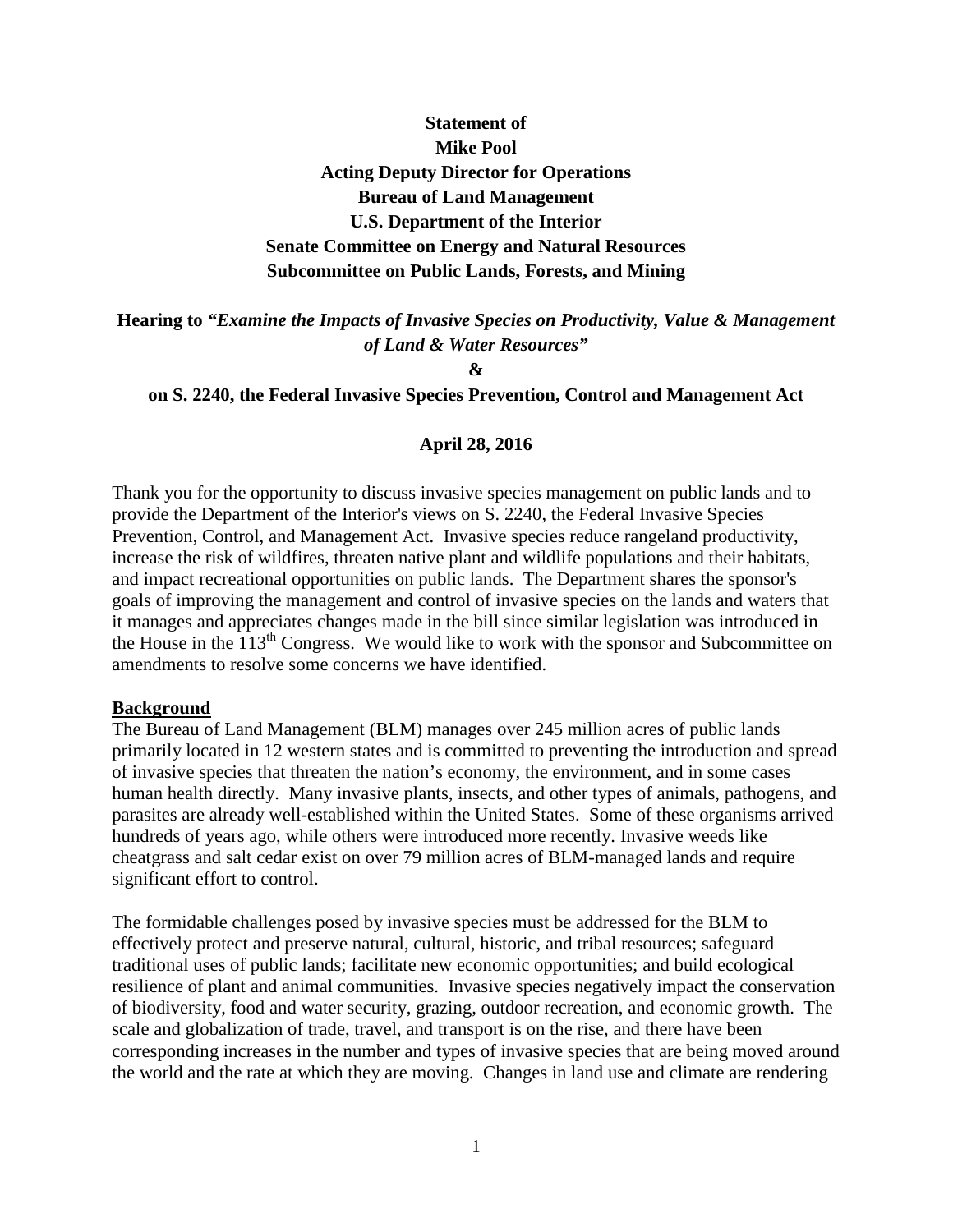**Statement of**
**Mike Pool**
**Acting Deputy Director for Operations**
**Bureau of Land Management**
**U.S. Department of the Interior**
**Senate Committee on Energy and Natural Resources**
**Subcommittee on Public Lands, Forests, and Mining**

**Hearing to *"Examine the Impacts of Invasive Species on Productivity, Value & Management of Land & Water Resources"***

**&**

**on S. 2240, the Federal Invasive Species Prevention, Control and Management Act**

**April 28, 2016**

Thank you for the opportunity to discuss invasive species management on public lands and to provide the Department of the Interior's views on S. 2240, the Federal Invasive Species Prevention, Control, and Management Act. Invasive species reduce rangeland productivity, increase the risk of wildfires, threaten native plant and wildlife populations and their habitats, and impact recreational opportunities on public lands. The Department shares the sponsor's goals of improving the management and control of invasive species on the lands and waters that it manages and appreciates changes made in the bill since similar legislation was introduced in the House in the 113th Congress. We would like to work with the sponsor and Subcommittee on amendments to resolve some concerns we have identified.

## Background

The Bureau of Land Management (BLM) manages over 245 million acres of public lands primarily located in 12 western states and is committed to preventing the introduction and spread of invasive species that threaten the nation's economy, the environment, and in some cases human health directly. Many invasive plants, insects, and other types of animals, pathogens, and parasites are already well-established within the United States. Some of these organisms arrived hundreds of years ago, while others were introduced more recently. Invasive weeds like cheatgrass and salt cedar exist on over 79 million acres of BLM-managed lands and require significant effort to control.

The formidable challenges posed by invasive species must be addressed for the BLM to effectively protect and preserve natural, cultural, historic, and tribal resources; safeguard traditional uses of public lands; facilitate new economic opportunities; and build ecological resilience of plant and animal communities. Invasive species negatively impact the conservation of biodiversity, food and water security, grazing, outdoor recreation, and economic growth. The scale and globalization of trade, travel, and transport is on the rise, and there have been corresponding increases in the number and types of invasive species that are being moved around the world and the rate at which they are moving. Changes in land use and climate are rendering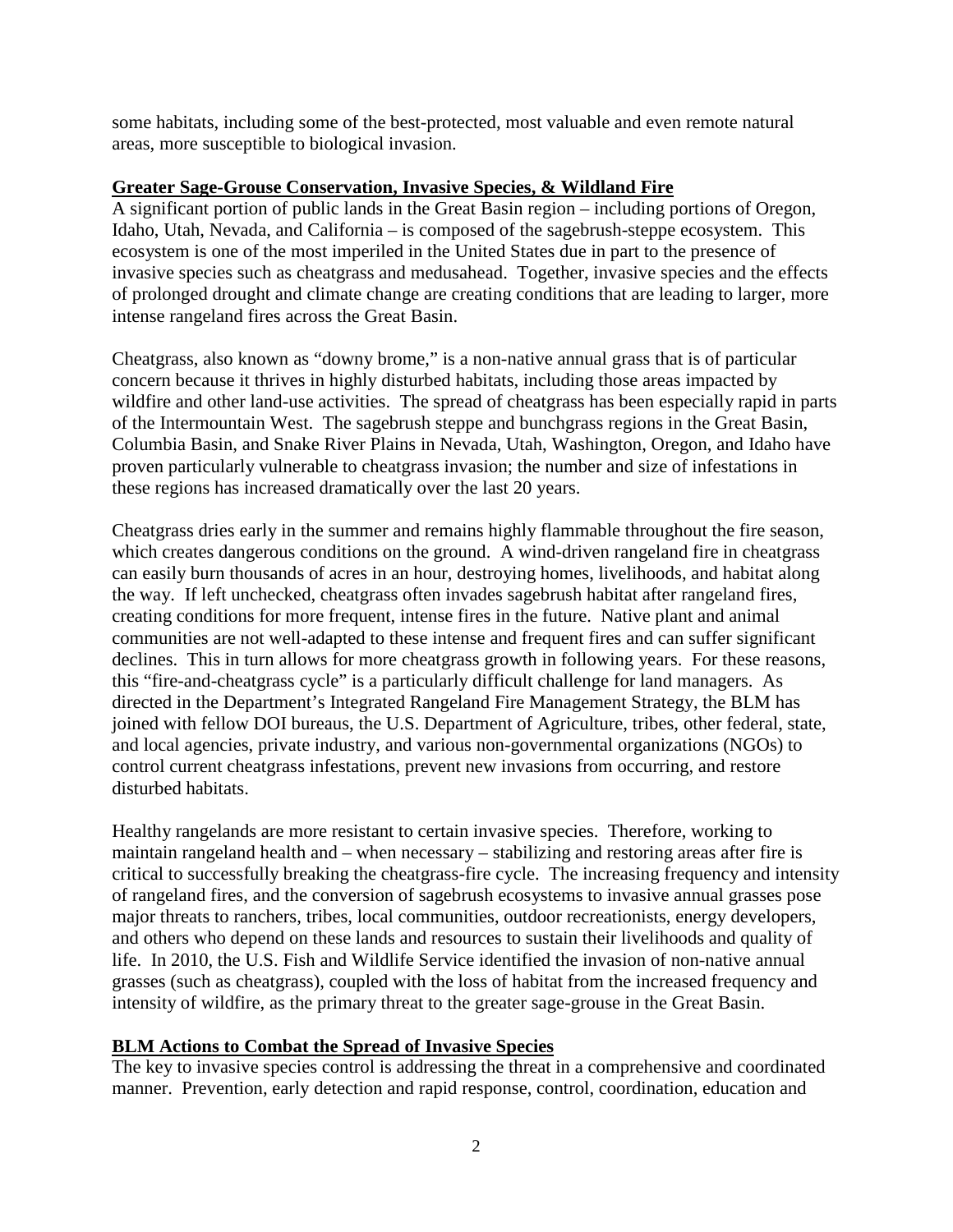some habitats, including some of the best-protected, most valuable and even remote natural areas, more susceptible to biological invasion.

## Greater Sage-Grouse Conservation, Invasive Species, & Wildland Fire

A significant portion of public lands in the Great Basin region – including portions of Oregon, Idaho, Utah, Nevada, and California – is composed of the sagebrush-steppe ecosystem. This ecosystem is one of the most imperiled in the United States due in part to the presence of invasive species such as cheatgrass and medusahead. Together, invasive species and the effects of prolonged drought and climate change are creating conditions that are leading to larger, more intense rangeland fires across the Great Basin.

Cheatgrass, also known as "downy brome," is a non-native annual grass that is of particular concern because it thrives in highly disturbed habitats, including those areas impacted by wildfire and other land-use activities. The spread of cheatgrass has been especially rapid in parts of the Intermountain West. The sagebrush steppe and bunchgrass regions in the Great Basin, Columbia Basin, and Snake River Plains in Nevada, Utah, Washington, Oregon, and Idaho have proven particularly vulnerable to cheatgrass invasion; the number and size of infestations in these regions has increased dramatically over the last 20 years.

Cheatgrass dries early in the summer and remains highly flammable throughout the fire season, which creates dangerous conditions on the ground. A wind-driven rangeland fire in cheatgrass can easily burn thousands of acres in an hour, destroying homes, livelihoods, and habitat along the way. If left unchecked, cheatgrass often invades sagebrush habitat after rangeland fires, creating conditions for more frequent, intense fires in the future. Native plant and animal communities are not well-adapted to these intense and frequent fires and can suffer significant declines. This in turn allows for more cheatgrass growth in following years. For these reasons, this "fire-and-cheatgrass cycle" is a particularly difficult challenge for land managers. As directed in the Department's Integrated Rangeland Fire Management Strategy, the BLM has joined with fellow DOI bureaus, the U.S. Department of Agriculture, tribes, other federal, state, and local agencies, private industry, and various non-governmental organizations (NGOs) to control current cheatgrass infestations, prevent new invasions from occurring, and restore disturbed habitats.

Healthy rangelands are more resistant to certain invasive species. Therefore, working to maintain rangeland health and – when necessary – stabilizing and restoring areas after fire is critical to successfully breaking the cheatgrass-fire cycle. The increasing frequency and intensity of rangeland fires, and the conversion of sagebrush ecosystems to invasive annual grasses pose major threats to ranchers, tribes, local communities, outdoor recreationists, energy developers, and others who depend on these lands and resources to sustain their livelihoods and quality of life. In 2010, the U.S. Fish and Wildlife Service identified the invasion of non-native annual grasses (such as cheatgrass), coupled with the loss of habitat from the increased frequency and intensity of wildfire, as the primary threat to the greater sage-grouse in the Great Basin.

## BLM Actions to Combat the Spread of Invasive Species

The key to invasive species control is addressing the threat in a comprehensive and coordinated manner. Prevention, early detection and rapid response, control, coordination, education and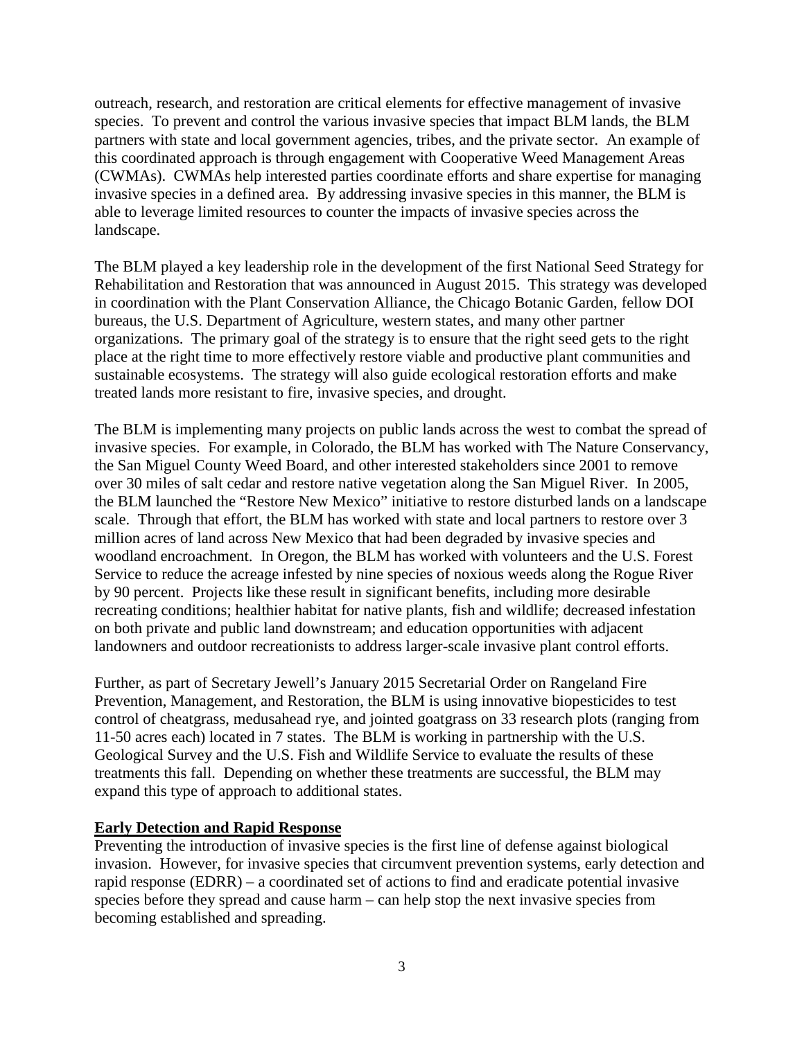outreach, research, and restoration are critical elements for effective management of invasive species. To prevent and control the various invasive species that impact BLM lands, the BLM partners with state and local government agencies, tribes, and the private sector. An example of this coordinated approach is through engagement with Cooperative Weed Management Areas (CWMAs). CWMAs help interested parties coordinate efforts and share expertise for managing invasive species in a defined area. By addressing invasive species in this manner, the BLM is able to leverage limited resources to counter the impacts of invasive species across the landscape.

The BLM played a key leadership role in the development of the first National Seed Strategy for Rehabilitation and Restoration that was announced in August 2015. This strategy was developed in coordination with the Plant Conservation Alliance, the Chicago Botanic Garden, fellow DOI bureaus, the U.S. Department of Agriculture, western states, and many other partner organizations. The primary goal of the strategy is to ensure that the right seed gets to the right place at the right time to more effectively restore viable and productive plant communities and sustainable ecosystems. The strategy will also guide ecological restoration efforts and make treated lands more resistant to fire, invasive species, and drought.

The BLM is implementing many projects on public lands across the west to combat the spread of invasive species. For example, in Colorado, the BLM has worked with The Nature Conservancy, the San Miguel County Weed Board, and other interested stakeholders since 2001 to remove over 30 miles of salt cedar and restore native vegetation along the San Miguel River. In 2005, the BLM launched the "Restore New Mexico" initiative to restore disturbed lands on a landscape scale. Through that effort, the BLM has worked with state and local partners to restore over 3 million acres of land across New Mexico that had been degraded by invasive species and woodland encroachment. In Oregon, the BLM has worked with volunteers and the U.S. Forest Service to reduce the acreage infested by nine species of noxious weeds along the Rogue River by 90 percent. Projects like these result in significant benefits, including more desirable recreating conditions; healthier habitat for native plants, fish and wildlife; decreased infestation on both private and public land downstream; and education opportunities with adjacent landowners and outdoor recreationists to address larger-scale invasive plant control efforts.

Further, as part of Secretary Jewell's January 2015 Secretarial Order on Rangeland Fire Prevention, Management, and Restoration, the BLM is using innovative biopesticides to test control of cheatgrass, medusahead rye, and jointed goatgrass on 33 research plots (ranging from 11-50 acres each) located in 7 states. The BLM is working in partnership with the U.S. Geological Survey and the U.S. Fish and Wildlife Service to evaluate the results of these treatments this fall. Depending on whether these treatments are successful, the BLM may expand this type of approach to additional states.

## Early Detection and Rapid Response

Preventing the introduction of invasive species is the first line of defense against biological invasion. However, for invasive species that circumvent prevention systems, early detection and rapid response (EDRR) – a coordinated set of actions to find and eradicate potential invasive species before they spread and cause harm – can help stop the next invasive species from becoming established and spreading.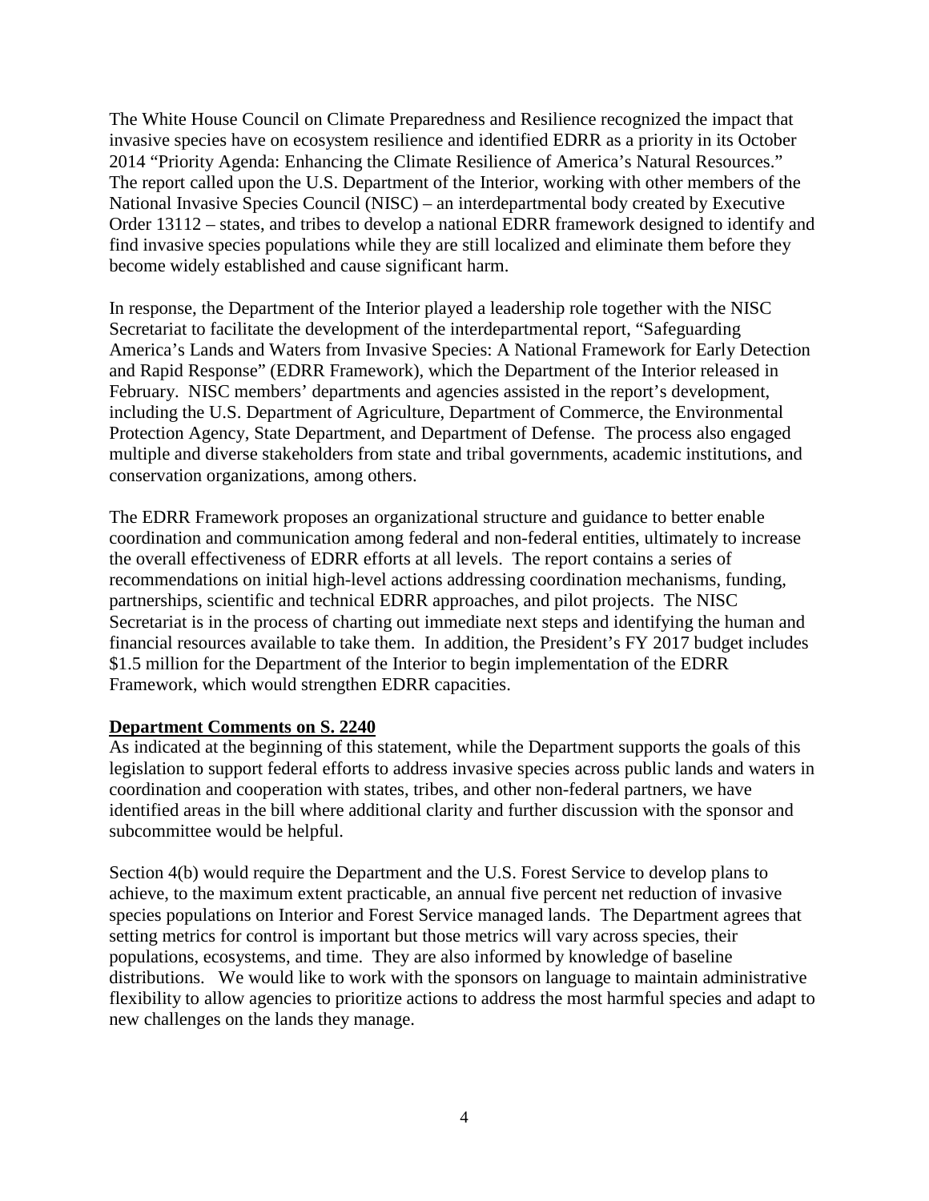The White House Council on Climate Preparedness and Resilience recognized the impact that invasive species have on ecosystem resilience and identified EDRR as a priority in its October 2014 "Priority Agenda: Enhancing the Climate Resilience of America's Natural Resources." The report called upon the U.S. Department of the Interior, working with other members of the National Invasive Species Council (NISC) – an interdepartmental body created by Executive Order 13112 – states, and tribes to develop a national EDRR framework designed to identify and find invasive species populations while they are still localized and eliminate them before they become widely established and cause significant harm.

In response, the Department of the Interior played a leadership role together with the NISC Secretariat to facilitate the development of the interdepartmental report, "Safeguarding America's Lands and Waters from Invasive Species: A National Framework for Early Detection and Rapid Response" (EDRR Framework), which the Department of the Interior released in February. NISC members' departments and agencies assisted in the report's development, including the U.S. Department of Agriculture, Department of Commerce, the Environmental Protection Agency, State Department, and Department of Defense. The process also engaged multiple and diverse stakeholders from state and tribal governments, academic institutions, and conservation organizations, among others.

The EDRR Framework proposes an organizational structure and guidance to better enable coordination and communication among federal and non-federal entities, ultimately to increase the overall effectiveness of EDRR efforts at all levels. The report contains a series of recommendations on initial high-level actions addressing coordination mechanisms, funding, partnerships, scientific and technical EDRR approaches, and pilot projects. The NISC Secretariat is in the process of charting out immediate next steps and identifying the human and financial resources available to take them. In addition, the President's FY 2017 budget includes $1.5 million for the Department of the Interior to begin implementation of the EDRR Framework, which would strengthen EDRR capacities.

**Department Comments on S. 2240**

As indicated at the beginning of this statement, while the Department supports the goals of this legislation to support federal efforts to address invasive species across public lands and waters in coordination and cooperation with states, tribes, and other non-federal partners, we have identified areas in the bill where additional clarity and further discussion with the sponsor and subcommittee would be helpful.

Section 4(b) would require the Department and the U.S. Forest Service to develop plans to achieve, to the maximum extent practicable, an annual five percent net reduction of invasive species populations on Interior and Forest Service managed lands. The Department agrees that setting metrics for control is important but those metrics will vary across species, their populations, ecosystems, and time. They are also informed by knowledge of baseline distributions. We would like to work with the sponsors on language to maintain administrative flexibility to allow agencies to prioritize actions to address the most harmful species and adapt to new challenges on the lands they manage.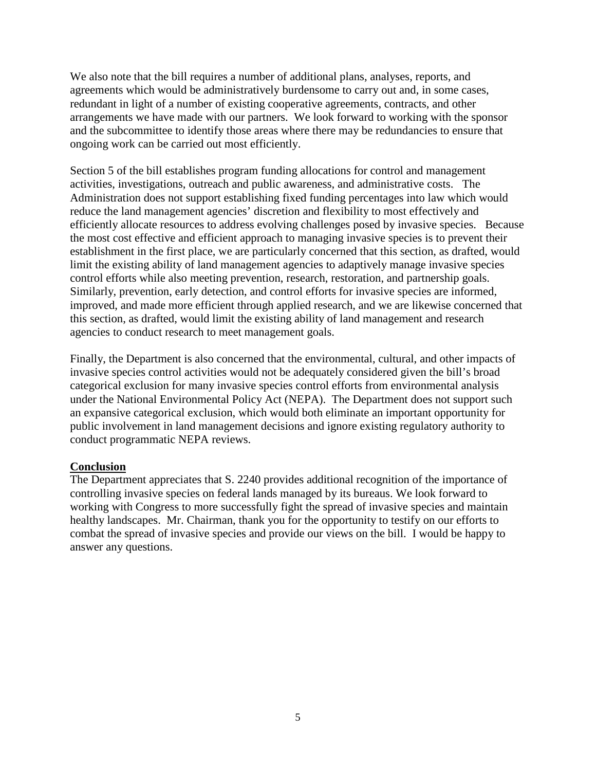We also note that the bill requires a number of additional plans, analyses, reports, and agreements which would be administratively burdensome to carry out and, in some cases, redundant in light of a number of existing cooperative agreements, contracts, and other arrangements we have made with our partners. We look forward to working with the sponsor and the subcommittee to identify those areas where there may be redundancies to ensure that ongoing work can be carried out most efficiently.

Section 5 of the bill establishes program funding allocations for control and management activities, investigations, outreach and public awareness, and administrative costs. The Administration does not support establishing fixed funding percentages into law which would reduce the land management agencies' discretion and flexibility to most effectively and efficiently allocate resources to address evolving challenges posed by invasive species. Because the most cost effective and efficient approach to managing invasive species is to prevent their establishment in the first place, we are particularly concerned that this section, as drafted, would limit the existing ability of land management agencies to adaptively manage invasive species control efforts while also meeting prevention, research, restoration, and partnership goals. Similarly, prevention, early detection, and control efforts for invasive species are informed, improved, and made more efficient through applied research, and we are likewise concerned that this section, as drafted, would limit the existing ability of land management and research agencies to conduct research to meet management goals.

Finally, the Department is also concerned that the environmental, cultural, and other impacts of invasive species control activities would not be adequately considered given the bill's broad categorical exclusion for many invasive species control efforts from environmental analysis under the National Environmental Policy Act (NEPA). The Department does not support such an expansive categorical exclusion, which would both eliminate an important opportunity for public involvement in land management decisions and ignore existing regulatory authority to conduct programmatic NEPA reviews.

**Conclusion**

The Department appreciates that S. 2240 provides additional recognition of the importance of controlling invasive species on federal lands managed by its bureaus. We look forward to working with Congress to more successfully fight the spread of invasive species and maintain healthy landscapes. Mr. Chairman, thank you for the opportunity to testify on our efforts to combat the spread of invasive species and provide our views on the bill. I would be happy to answer any questions.